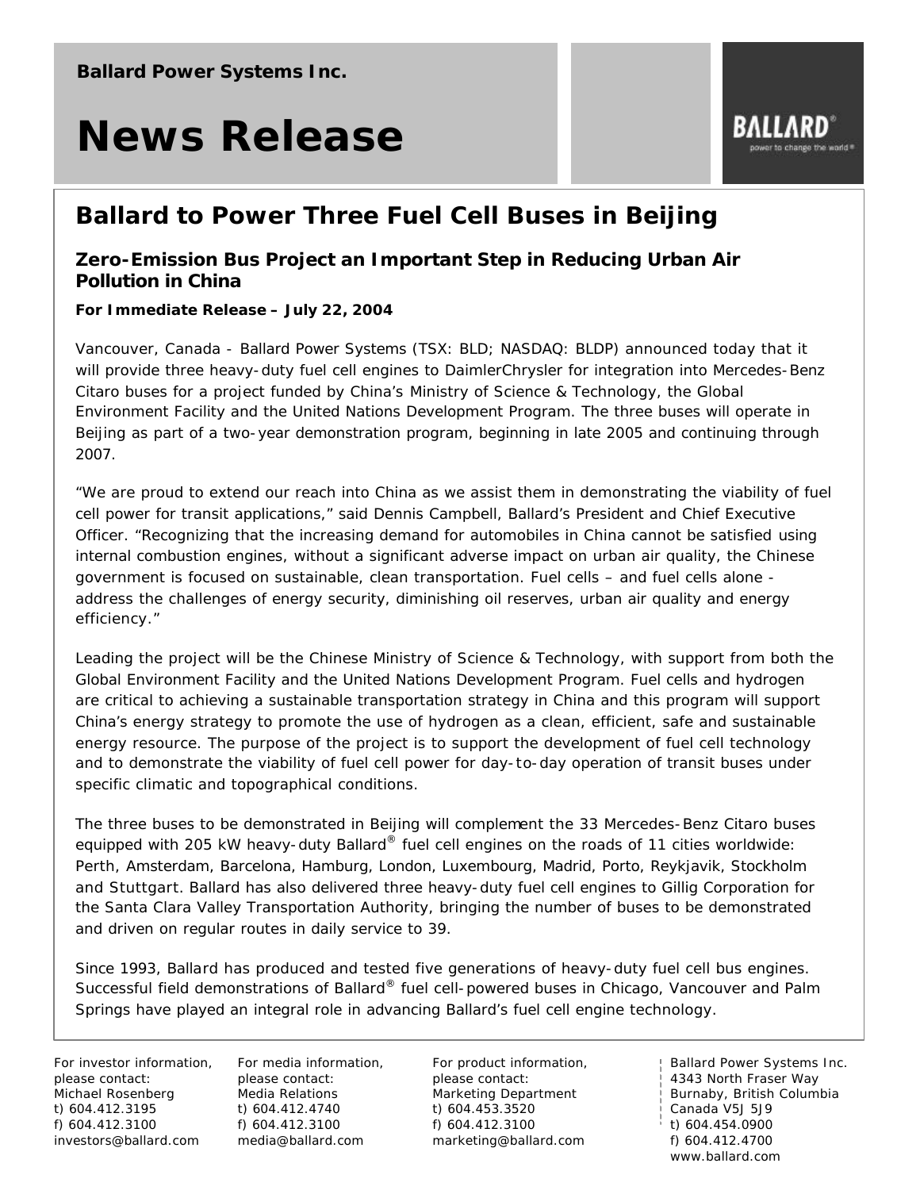**Ballard Power Systems Inc.**

# News Release

## Ballard to Power Three Fuel Cell Buses in Beijing

### Zero-Emission Bus Project an Important Step in Reducing Urban Air Pollution in China

**For Immediate Release – July 22, 2004**

Vancouver, Canada - Ballard Power Systems (TSX: BLD; NASDAQ: BLDP) announced today that it will provide three heavy-duty fuel cell engines to DaimlerChrysler for integration into Mercedes-Benz Citaro buses for a project funded by China's Ministry of Science & Technology, the Global Environment Facility and the United Nations Development Program. The three buses will operate in Beijing as part of a two-year demonstration program, beginning in late 2005 and continuing through 2007.

"We are proud to extend our reach into China as we assist them in demonstrating the viability of fuel cell power for transit applications," said Dennis Campbell, Ballard's President and Chief Executive Officer. "Recognizing that the increasing demand for automobiles in China cannot be satisfied using internal combustion engines, without a significant adverse impact on urban air quality, the Chinese government is focused on sustainable, clean transportation. Fuel cells – and fuel cells alone - address the challenges of energy security, diminishing oil reserves, urban air quality and energy efficiency."

Leading the project will be the Chinese Ministry of Science & Technology, with support from both the Global Environment Facility and the United Nations Development Program. Fuel cells and hydrogen are critical to achieving a sustainable transportation strategy in China and this program will support China's energy strategy to promote the use of hydrogen as a clean, efficient, safe and sustainable energy resource. The purpose of the project is to support the development of fuel cell technology and to demonstrate the viability of fuel cell power for day-to-day operation of transit buses under specific climatic and topographical conditions.

The three buses to be demonstrated in Beijing will complement the 33 Mercedes-Benz Citaro buses equipped with 205 kW heavy-duty Ballard® fuel cell engines on the roads of 11 cities worldwide: Perth, Amsterdam, Barcelona, Hamburg, London, Luxembourg, Madrid, Porto, Reykjavik, Stockholm and Stuttgart. Ballard has also delivered three heavy-duty fuel cell engines to Gillig Corporation for the Santa Clara Valley Transportation Authority, bringing the number of buses to be demonstrated and driven on regular routes in daily service to 39.

Since 1993, Ballard has produced and tested five generations of heavy-duty fuel cell bus engines. Successful field demonstrations of Ballard® fuel cell-powered buses in Chicago, Vancouver and Palm Springs have played an integral role in advancing Ballard's fuel cell engine technology.

For investor information, please contact:
Michael Rosenberg
t) 604.412.3195
f) 604.412.3100
investors@ballard.com

For media information, please contact:
Media Relations
t) 604.412.4740
f) 604.412.3100
media@ballard.com

For product information, please contact:
Marketing Department
t) 604.453.3520
f) 604.412.3100
marketing@ballard.com

Ballard Power Systems Inc.
4343 North Fraser Way
Burnaby, British Columbia
Canada V5J 5J9
t) 604.454.0900
f) 604.412.4700
www.ballard.com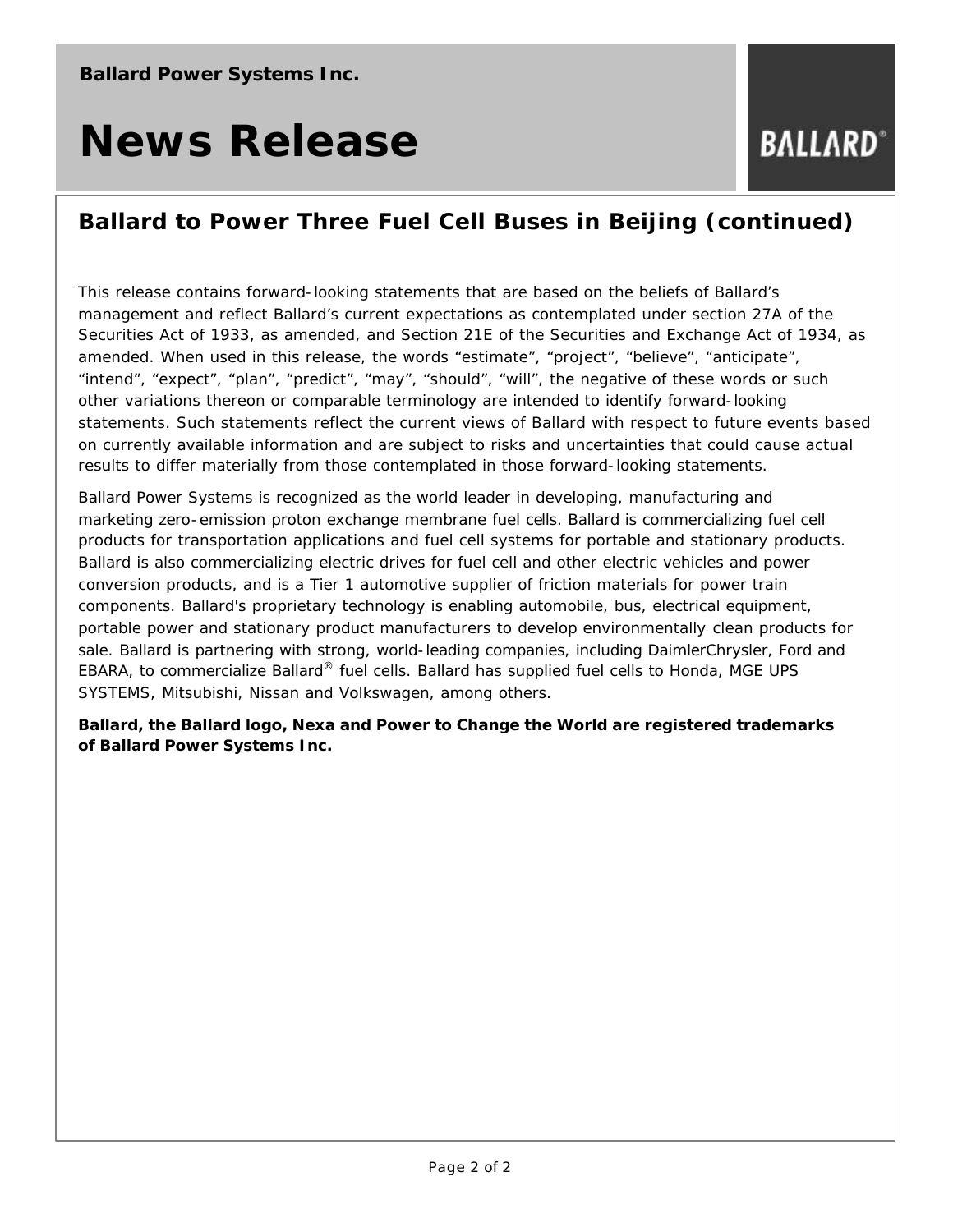# News Release

## Ballard to Power Three Fuel Cell Buses in Beijing (continued)

This release contains forward-looking statements that are based on the beliefs of Ballard's management and reflect Ballard's current expectations as contemplated under section 27A of the Securities Act of 1933, as amended, and Section 21E of the Securities and Exchange Act of 1934, as amended. When used in this release, the words "estimate", "project", "believe", "anticipate", "intend", "expect", "plan", "predict", "may", "should", "will", the negative of these words or such other variations thereon or comparable terminology are intended to identify forward-looking statements. Such statements reflect the current views of Ballard with respect to future events based on currently available information and are subject to risks and uncertainties that could cause actual results to differ materially from those contemplated in those forward-looking statements.

Ballard Power Systems is recognized as the world leader in developing, manufacturing and marketing zero-emission proton exchange membrane fuel cells. Ballard is commercializing fuel cell products for transportation applications and fuel cell systems for portable and stationary products. Ballard is also commercializing electric drives for fuel cell and other electric vehicles and power conversion products, and is a Tier 1 automotive supplier of friction materials for power train components. Ballard's proprietary technology is enabling automobile, bus, electrical equipment, portable power and stationary product manufacturers to develop environmentally clean products for sale. Ballard is partnering with strong, world-leading companies, including DaimlerChrysler, Ford and EBARA, to commercialize Ballard® fuel cells. Ballard has supplied fuel cells to Honda, MGE UPS SYSTEMS, Mitsubishi, Nissan and Volkswagen, among others.

**Ballard, the Ballard logo, Nexa and Power to Change the World are registered trademarks of Ballard Power Systems Inc.**